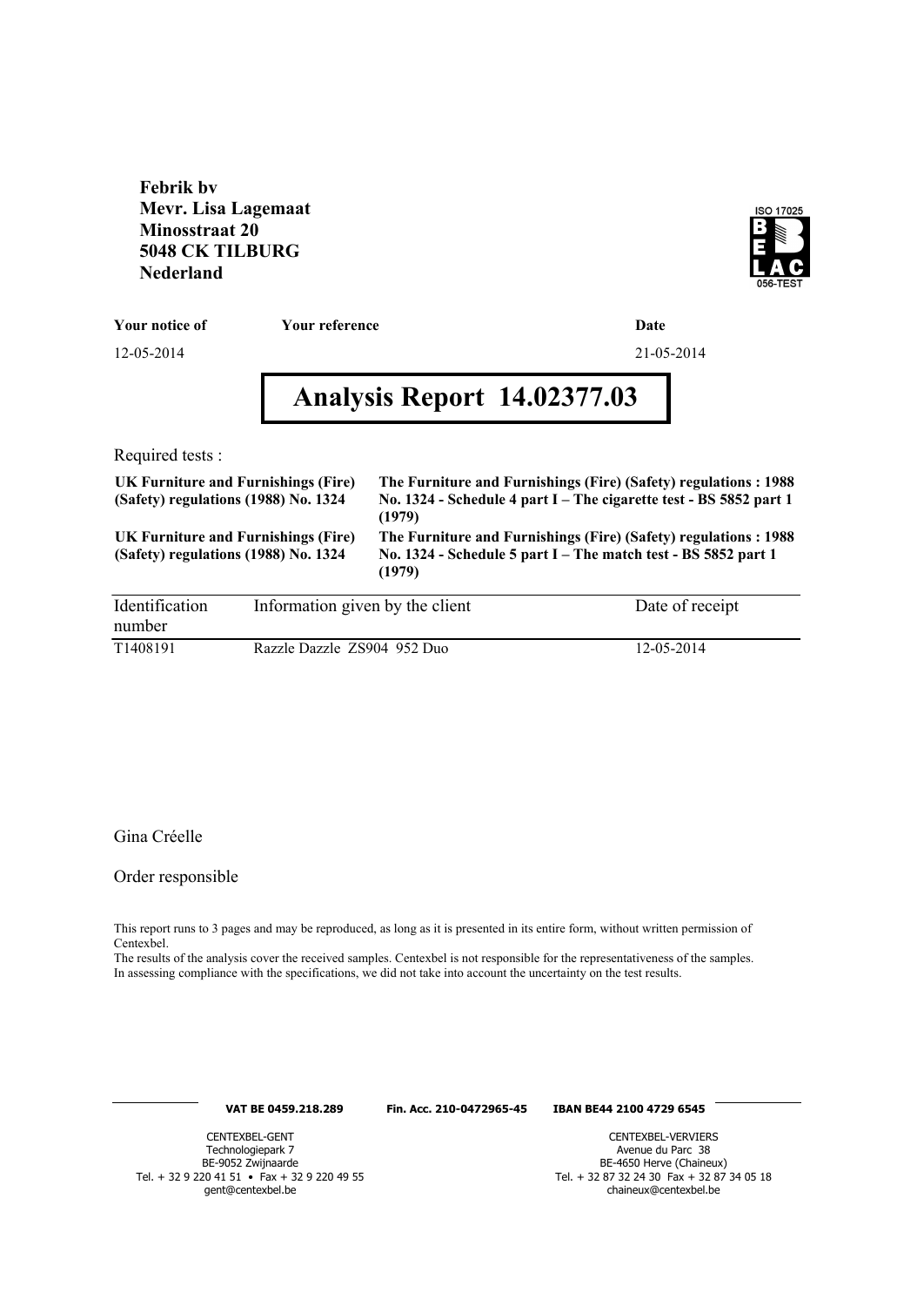**Febrik bv**
**Mevr. Lisa Lagemaat**
**Minosstraat 20**
**5048 CK TILBURG**
**Nederland**

ISO 17025
BELAC
056-TEST

| Your notice of | Your reference | Date |
|---|---|---|
| 12-05-2014 | | 21-05-2014 |

# Analysis Report 14.02377.03

Required tests :

| | |
|---|---|
| **UK Furniture and Furnishings (Fire) (Safety) regulations (1988) No. 1324** | **The Furniture and Furnishings (Fire) (Safety) regulations : 1988 No. 1324 - Schedule 4 part I – The cigarette test - BS 5852 part 1 (1979)** |
| **UK Furniture and Furnishings (Fire) (Safety) regulations (1988) No. 1324** | **The Furniture and Furnishings (Fire) (Safety) regulations : 1988 No. 1324 - Schedule 5 part I – The match test - BS 5852 part 1 (1979)** |

| Identification number | Information given by the client | Date of receipt |
|---|---|---|
| T1408191 | Razzle Dazzle ZS904 952 Duo | 12-05-2014 |

Gina Créelle

Order responsible

This report runs to 3 pages and may be reproduced, as long as it is presented in its entire form, without written permission of Centexbel.
The results of the analysis cover the received samples. Centexbel is not responsible for the representativeness of the samples.
In assessing compliance with the specifications, we did not take into account the uncertainty on the test results.

**VAT BE 0459.218.289** **Fin. Acc. 210-0472965-45** **IBAN BE44 2100 4729 6545**

CENTEXBEL-GENT
Technologiepark 7
BE-9052 Zwijnaarde
Tel. + 32 9 220 41 51 • Fax + 32 9 220 49 55
gent@centexbel.be

CENTEXBEL-VERVIERS
Avenue du Parc 38
BE-4650 Herve (Chaineux)
Tel. + 32 87 32 24 30 Fax + 32 87 34 05 18
chaineux@centexbel.be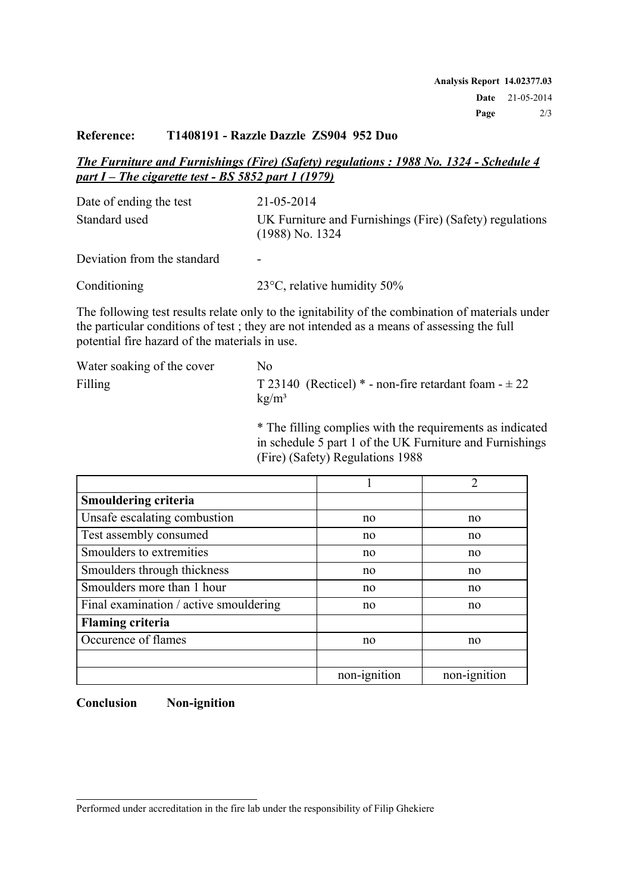**Reference: T1408191 - Razzle Dazzle ZS904 952 Duo**

***The Furniture and Furnishings (Fire) (Safety) regulations : 1988 No. 1324 - Schedule 4 part I – The cigarette test - BS 5852 part 1 (1979)***

| | |
|---|---|
| Date of ending the test | 21-05-2014 |
| Standard used | UK Furniture and Furnishings (Fire) (Safety) regulations (1988) No. 1324 |
| Deviation from the standard | - |
| Conditioning | 23°C, relative humidity 50% |

The following test results relate only to the ignitability of the combination of materials under the particular conditions of test ; they are not intended as a means of assessing the full potential fire hazard of the materials in use.

| | |
|---|---|
| Water soaking of the cover | No |
| Filling | T 23140 (Recticel) * - non-fire retardant foam - ± 22 $kg/m^3$ |

\* The filling complies with the requirements as indicated in schedule 5 part 1 of the UK Furniture and Furnishings (Fire) (Safety) Regulations 1988

| | 1 | 2 |
|---|---|---|
| **Smouldering criteria** | | |
| Unsafe escalating combustion | no | no |
| Test assembly consumed | no | no |
| Smoulders to extremities | no | no |
| Smoulders through thickness | no | no |
| Smoulders more than 1 hour | no | no |
| Final examination / active smouldering | no | no |
| **Flaming criteria** | | |
| Occurence of flames | no | no |
| | | |
| | non-ignition | non-ignition |

**Conclusion Non-ignition**

Performed under accreditation in the fire lab under the responsibility of Filip Ghekiere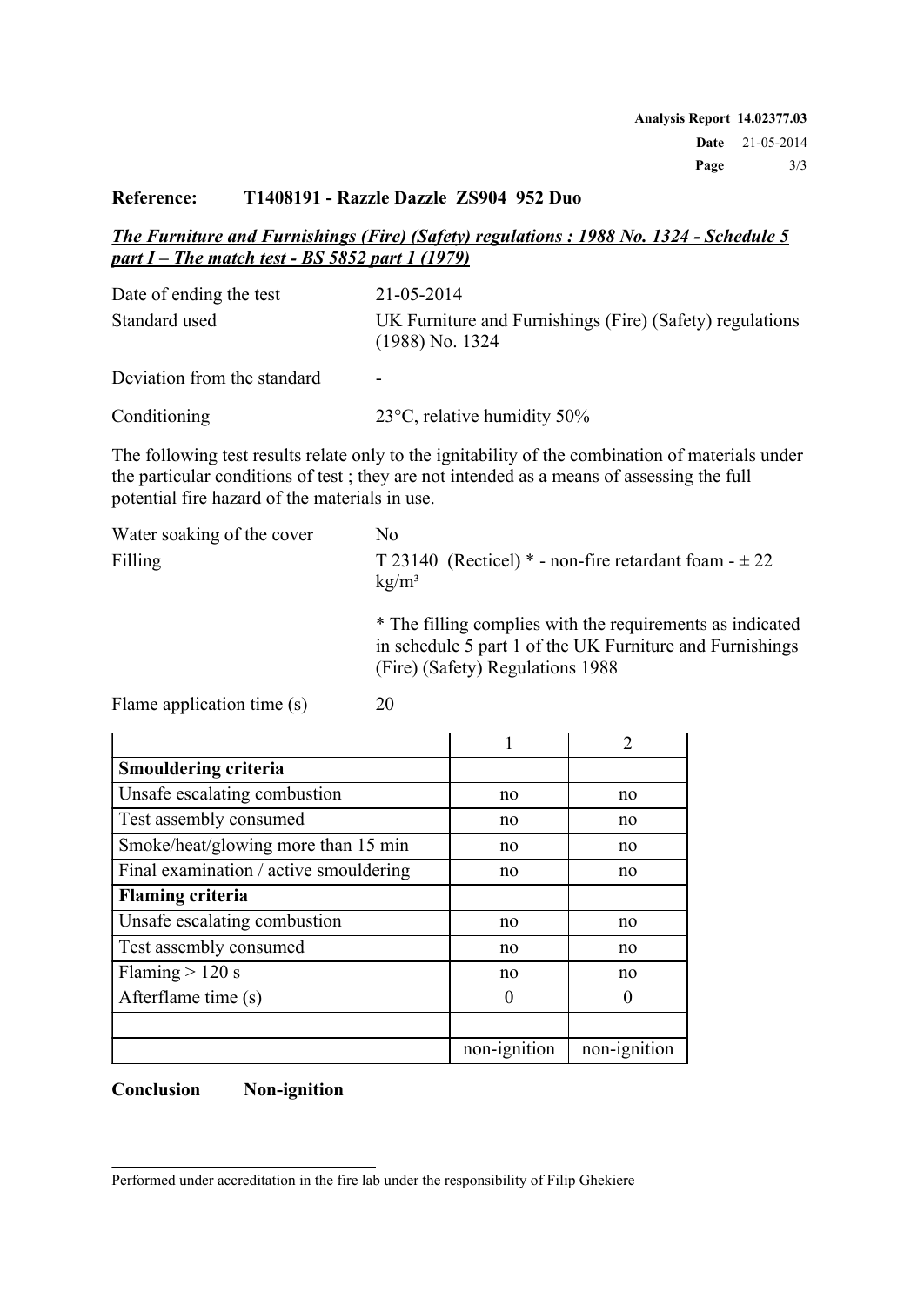Analysis Report 14.02377.03
Date 21-05-2014

**Reference: T1408191 - Razzle Dazzle ZS904 952 Duo**

***The Furniture and Furnishings (Fire) (Safety) regulations : 1988 No. 1324 - Schedule 5 part I – The match test - BS 5852 part 1 (1979)***

| | |
|---|---|
| Date of ending the test | 21-05-2014 |
| Standard used | UK Furniture and Furnishings (Fire) (Safety) regulations (1988) No. 1324 |
| Deviation from the standard | - |
| Conditioning | 23°C, relative humidity 50% |

The following test results relate only to the ignitability of the combination of materials under the particular conditions of test ; they are not intended as a means of assessing the full potential fire hazard of the materials in use.

| | |
|---|---|
| Water soaking of the cover | No |
| Filling | T 23140 (Recticel) * - non-fire retardant foam - ± 22 kg/m³ |
| | * The filling complies with the requirements as indicated in schedule 5 part 1 of the UK Furniture and Furnishings (Fire) (Safety) Regulations 1988 |
| Flame application time (s) | 20 |

| | 1 | 2 |
|---|---|---|
| **Smouldering criteria** | | |
| Unsafe escalating combustion | no | no |
| Test assembly consumed | no | no |
| Smoke/heat/glowing more than 15 min | no | no |
| Final examination / active smouldering | no | no |
| **Flaming criteria** | | |
| Unsafe escalating combustion | no | no |
| Test assembly consumed | no | no |
| Flaming > 120 s | no | no |
| Afterflame time (s) | 0 | 0 |
| | | |
| | non-ignition | non-ignition |

**Conclusion Non-ignition**

Performed under accreditation in the fire lab under the responsibility of Filip Ghekiere